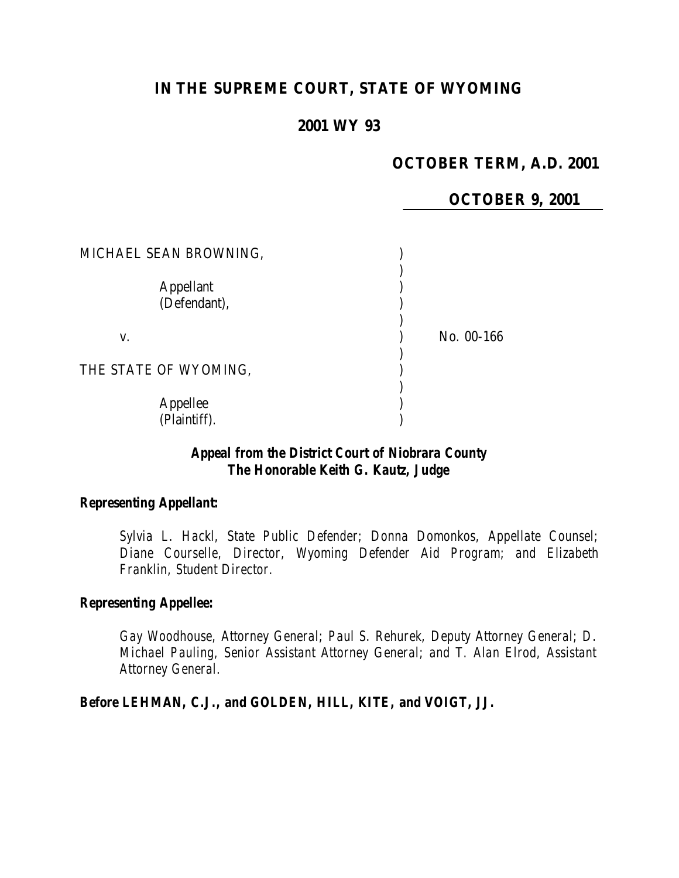# IN THE SUPREME COURT, STATE OF WYOMING

## 2001 WY 93

**OCTOBER TERM, A.D. 2001**

**OCTOBER 9, 2001**

MICHAEL SEAN BROWNING,

Appellant
(Defendant),

v. No. 00-166

THE STATE OF WYOMING,

Appellee
(Plaintiff).

***Appeal from the District Court of Niobrara County***
***The Honorable Keith G. Kautz, Judge***

***Representing Appellant:***

*Sylvia L. Hackl, State Public Defender; Donna Domonkos, Appellate Counsel; Diane Courselle, Director, Wyoming Defender Aid Program; and Elizabeth Franklin, Student Director.*

***Representing Appellee:***

*Gay Woodhouse, Attorney General; Paul S. Rehurek, Deputy Attorney General; D. Michael Pauling, Senior Assistant Attorney General; and T. Alan Elrod, Assistant Attorney General.*

***Before LEHMAN, C.J., and GOLDEN, HILL, KITE, and VOIGT, JJ.***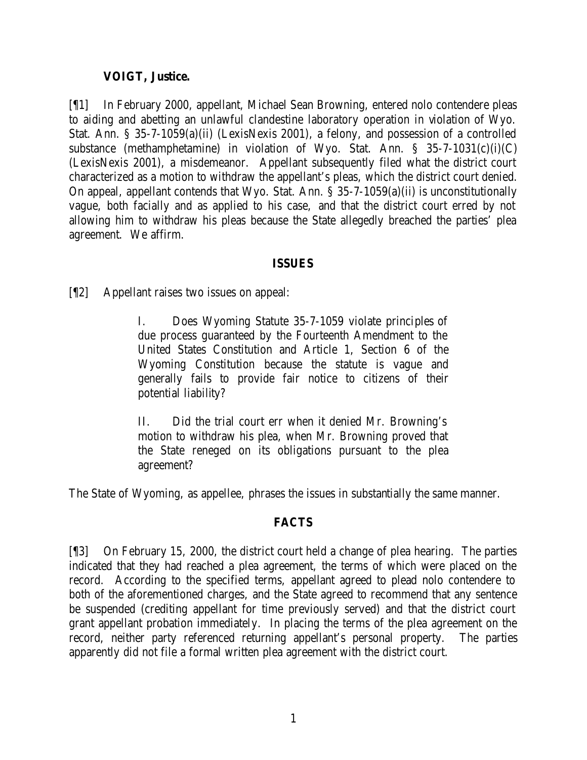**VOIGT, Justice.**

[¶1] In February 2000, appellant, Michael Sean Browning, entered nolo contendere pleas to aiding and abetting an unlawful clandestine laboratory operation in violation of Wyo. Stat. Ann. § 35-7-1059(a)(ii) (LexisNexis 2001), a felony, and possession of a controlled substance (methamphetamine) in violation of Wyo. Stat. Ann. § 35-7-1031(c)(i)(C) (LexisNexis 2001), a misdemeanor. Appellant subsequently filed what the district court characterized as a motion to withdraw the appellant's pleas, which the district court denied. On appeal, appellant contends that Wyo. Stat. Ann. § 35-7-1059(a)(ii) is unconstitutionally vague, both facially and as applied to his case, and that the district court erred by not allowing him to withdraw his pleas because the State allegedly breached the parties' plea agreement. We affirm.

## ISSUES

[¶2] Appellant raises two issues on appeal:

> I. Does Wyoming Statute 35-7-1059 violate principles of due process guaranteed by the Fourteenth Amendment to the United States Constitution and Article 1, Section 6 of the Wyoming Constitution because the statute is vague and generally fails to provide fair notice to citizens of their potential liability?
>
> II. Did the trial court err when it denied Mr. Browning's motion to withdraw his plea, when Mr. Browning proved that the State reneged on its obligations pursuant to the plea agreement?

The State of Wyoming, as appellee, phrases the issues in substantially the same manner.

## FACTS

[¶3] On February 15, 2000, the district court held a change of plea hearing. The parties indicated that they had reached a plea agreement, the terms of which were placed on the record. According to the specified terms, appellant agreed to plead nolo contendere to both of the aforementioned charges, and the State agreed to recommend that any sentence be suspended (crediting appellant for time previously served) and that the district court grant appellant probation immediately. In placing the terms of the plea agreement on the record, neither party referenced returning appellant's personal property. The parties apparently did not file a formal written plea agreement with the district court.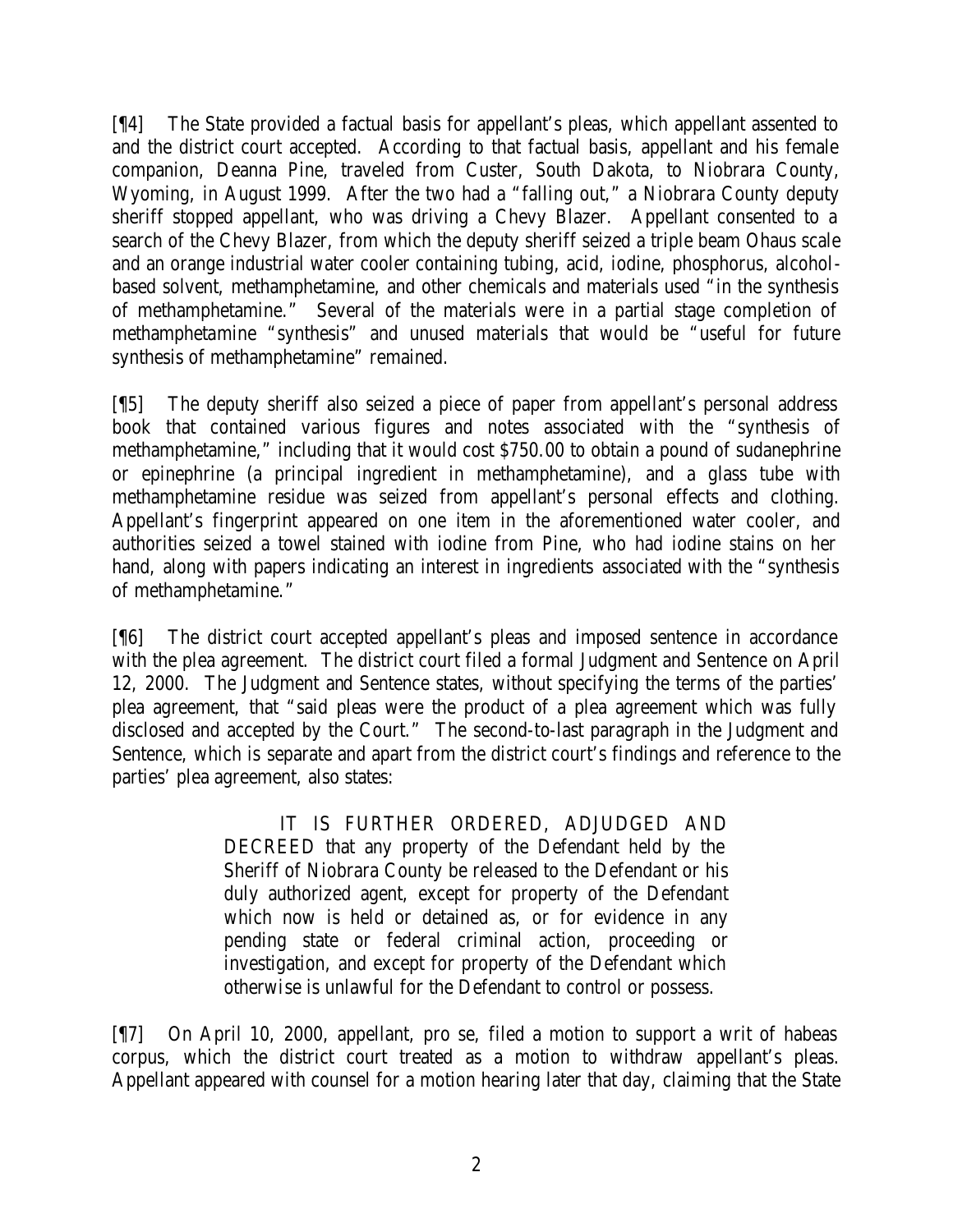[¶4] The State provided a factual basis for appellant's pleas, which appellant assented to and the district court accepted. According to that factual basis, appellant and his female companion, Deanna Pine, traveled from Custer, South Dakota, to Niobrara County, Wyoming, in August 1999. After the two had a "falling out," a Niobrara County deputy sheriff stopped appellant, who was driving a Chevy Blazer. Appellant consented to a search of the Chevy Blazer, from which the deputy sheriff seized a triple beam Ohaus scale and an orange industrial water cooler containing tubing, acid, iodine, phosphorus, alcohol-based solvent, methamphetamine, and other chemicals and materials used "in the synthesis of methamphetamine." Several of the materials were in a partial stage completion of methamphetamine "synthesis" and unused materials that would be "useful for future synthesis of methamphetamine" remained.

[¶5] The deputy sheriff also seized a piece of paper from appellant's personal address book that contained various figures and notes associated with the "synthesis of methamphetamine," including that it would cost $750.00 to obtain a pound of sudanephrine or epinephrine (a principal ingredient in methamphetamine), and a glass tube with methamphetamine residue was seized from appellant's personal effects and clothing. Appellant's fingerprint appeared on one item in the aforementioned water cooler, and authorities seized a towel stained with iodine from Pine, who had iodine stains on her hand, along with papers indicating an interest in ingredients associated with the "synthesis of methamphetamine."

[¶6] The district court accepted appellant's pleas and imposed sentence in accordance with the plea agreement. The district court filed a formal Judgment and Sentence on April 12, 2000. The Judgment and Sentence states, without specifying the terms of the parties' plea agreement, that "said pleas were the product of a plea agreement which was fully disclosed and accepted by the Court." The second-to-last paragraph in the Judgment and Sentence, which is separate and apart from the district court's findings and reference to the parties' plea agreement, also states:

> IT IS FURTHER ORDERED, ADJUDGED AND DECREED that any property of the Defendant held by the Sheriff of Niobrara County be released to the Defendant or his duly authorized agent, except for property of the Defendant which now is held or detained as, or for evidence in any pending state or federal criminal action, proceeding or investigation, and except for property of the Defendant which otherwise is unlawful for the Defendant to control or possess.

[¶7] On April 10, 2000, appellant, pro se, filed a motion to support a writ of habeas corpus, which the district court treated as a motion to withdraw appellant's pleas. Appellant appeared with counsel for a motion hearing later that day, claiming that the State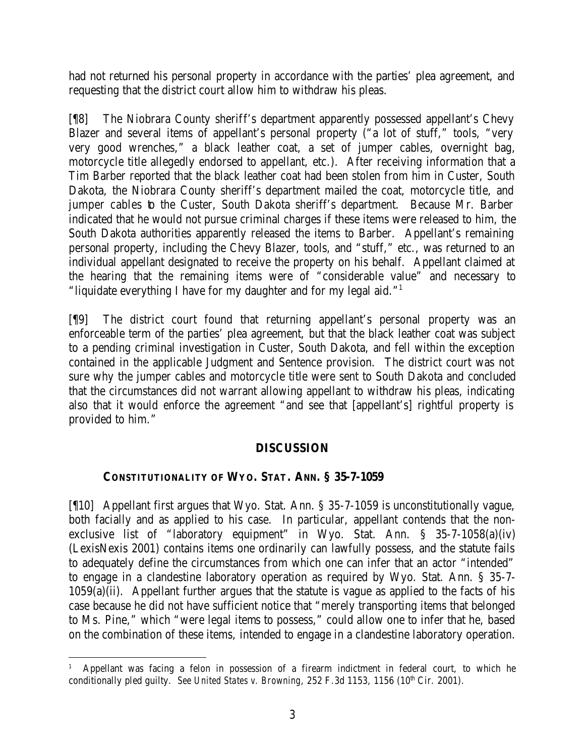had not returned his personal property in accordance with the parties' plea agreement, and requesting that the district court allow him to withdraw his pleas.

[¶8] The Niobrara County sheriff's department apparently possessed appellant's Chevy Blazer and several items of appellant's personal property ("a lot of stuff," tools, "very very good wrenches," a black leather coat, a set of jumper cables, overnight bag, motorcycle title allegedly endorsed to appellant, etc.). After receiving information that a Tim Barber reported that the black leather coat had been stolen from him in Custer, South Dakota, the Niobrara County sheriff's department mailed the coat, motorcycle title, and jumper cables to the Custer, South Dakota sheriff's department. Because Mr. Barber indicated that he would not pursue criminal charges if these items were released to him, the South Dakota authorities apparently released the items to Barber. Appellant's remaining personal property, including the Chevy Blazer, tools, and "stuff," etc., was returned to an individual appellant designated to receive the property on his behalf. Appellant claimed at the hearing that the remaining items were of "considerable value" and necessary to "liquidate everything I have for my daughter and for my legal aid."[1]

[¶9] The district court found that returning appellant's personal property was an enforceable term of the parties' plea agreement, but that the black leather coat was subject to a pending criminal investigation in Custer, South Dakota, and fell within the exception contained in the applicable Judgment and Sentence provision. The district court was not sure why the jumper cables and motorcycle title were sent to South Dakota and concluded that the circumstances did not warrant allowing appellant to withdraw his pleas, indicating also that it would enforce the agreement "and see that [appellant's] rightful property is provided to him."

## DISCUSSION

### CONSTITUTIONALITY OF WYO. STAT. ANN. § 35-7-1059

[¶10] Appellant first argues that Wyo. Stat. Ann. § 35-7-1059 is unconstitutionally vague, both facially and as applied to his case. In particular, appellant contends that the non-exclusive list of "laboratory equipment" in Wyo. Stat. Ann. § 35-7-1058(a)(iv) (LexisNexis 2001) contains items one ordinarily can lawfully possess, and the statute fails to adequately define the circumstances from which one can infer that an actor "intended" to engage in a clandestine laboratory operation as required by Wyo. Stat. Ann. § 35-7-1059(a)(ii). Appellant further argues that the statute is vague as applied to the facts of his case because he did not have sufficient notice that "merely transporting items that belonged to Ms. Pine," which "were legal items to possess," could allow one to infer that he, based on the combination of these items, intended to engage in a clandestine laboratory operation.

---

[1] Appellant was facing a felon in possession of a firearm indictment in federal court, to which he conditionally pled guilty. *See United States v. Browning*, 252 F.3d 1153, 1156 (10th Cir. 2001).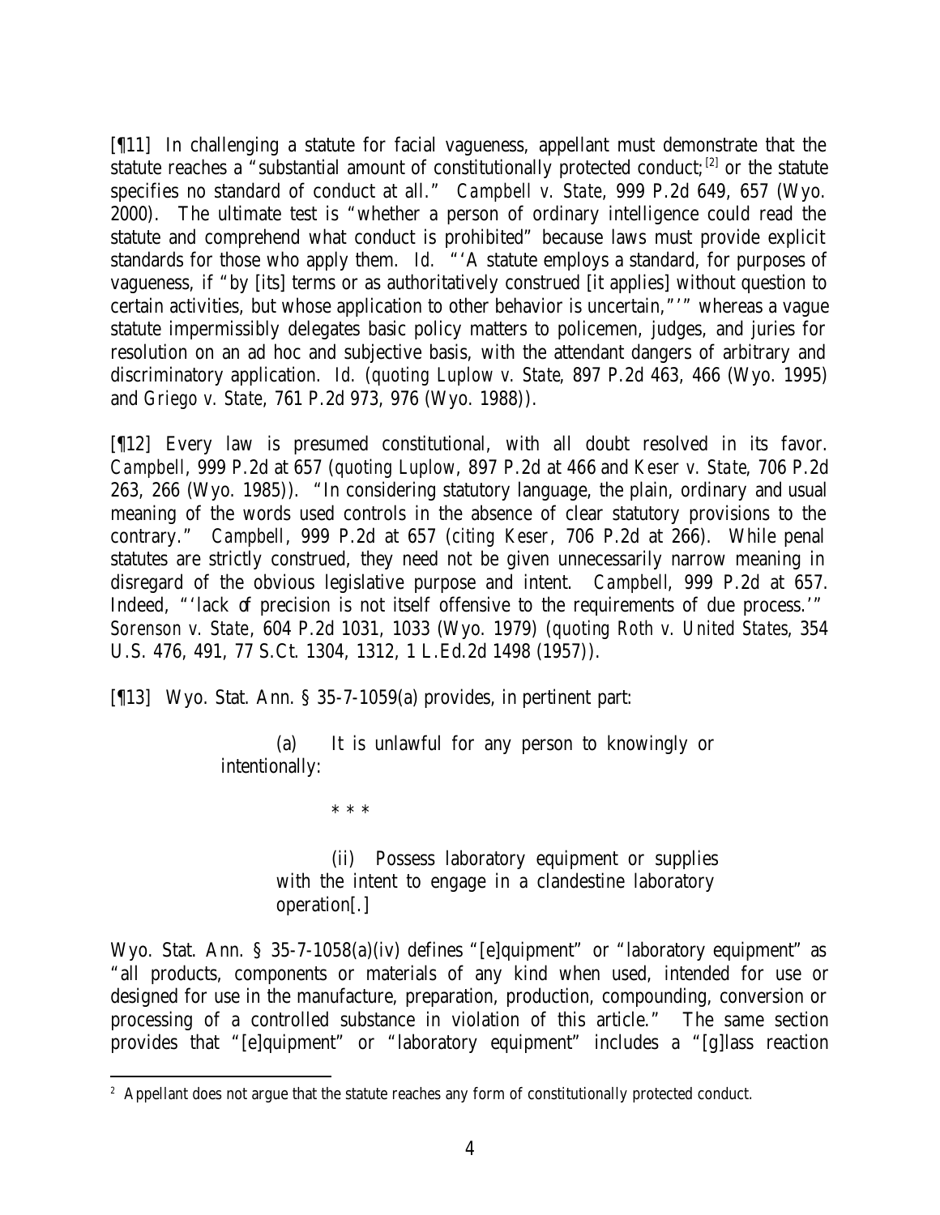[¶11] In challenging a statute for facial vagueness, appellant must demonstrate that the statute reaches a "substantial amount of constitutionally protected conduct;[2] or the statute specifies no standard of conduct at all." *Campbell v. State*, 999 P.2d 649, 657 (Wyo. 2000). The ultimate test is "whether a person of ordinary intelligence could read the statute and comprehend what conduct is prohibited" because laws must provide explicit standards for those who apply them. *Id.* "'A statute employs a standard, for purposes of vagueness, if "by [its] terms or as authoritatively construed [it applies] without question to certain activities, but whose application to other behavior is uncertain,"'" whereas a vague statute impermissibly delegates basic policy matters to policemen, judges, and juries for resolution on an ad hoc and subjective basis, with the attendant dangers of arbitrary and discriminatory application. *Id.* (*quoting Luplow v. State*, 897 P.2d 463, 466 (Wyo. 1995) and *Griego v. State*, 761 P.2d 973, 976 (Wyo. 1988)).

[¶12] Every law is presumed constitutional, with all doubt resolved in its favor. *Campbell*, 999 P.2d at 657 (*quoting Luplow*, 897 P.2d at 466 and *Keser v. State*, 706 P.2d 263, 266 (Wyo. 1985)). "In considering statutory language, the plain, ordinary and usual meaning of the words used controls in the absence of clear statutory provisions to the contrary." *Campbell*, 999 P.2d at 657 (*citing Keser*, 706 P.2d at 266). While penal statutes are strictly construed, they need not be given unnecessarily narrow meaning in disregard of the obvious legislative purpose and intent. *Campbell*, 999 P.2d at 657. Indeed, "'lack of precision is not itself offensive to the requirements of due process.'" *Sorenson v. State*, 604 P.2d 1031, 1033 (Wyo. 1979) (*quoting Roth v. United States*, 354 U.S. 476, 491, 77 S.Ct. 1304, 1312, 1 L.Ed.2d 1498 (1957)).

[¶13] Wyo. Stat. Ann. § 35-7-1059(a) provides, in pertinent part:

> (a) It is unlawful for any person to knowingly or intentionally:
>
> \* \* \*
>
> (ii) Possess laboratory equipment or supplies with the intent to engage in a clandestine laboratory operation[.]

Wyo. Stat. Ann. § 35-7-1058(a)(iv) defines "[e]quipment" or "laboratory equipment" as "all products, components or materials of any kind when used, intended for use or designed for use in the manufacture, preparation, production, compounding, conversion or processing of a controlled substance in violation of this article." The same section provides that "[e]quipment" or "laboratory equipment" includes a "[g]lass reaction

---

[2] Appellant does not argue that the statute reaches any form of constitutionally protected conduct.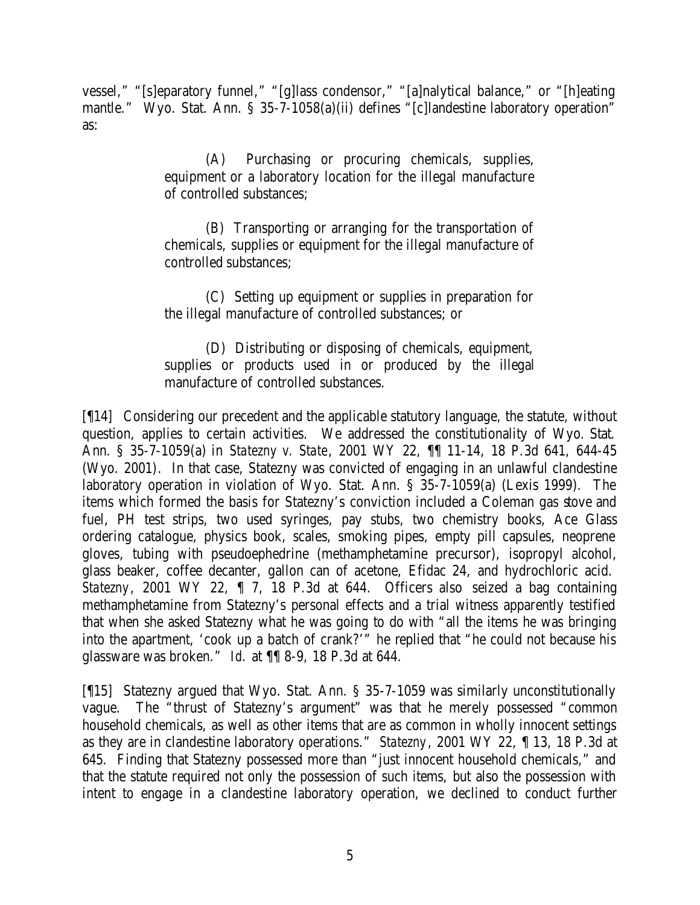vessel," "[s]eparatory funnel," "[g]lass condensor," "[a]nalytical balance," or "[h]eating mantle." Wyo. Stat. Ann. § 35-7-1058(a)(ii) defines "[c]landestine laboratory operation" as:

> (A) Purchasing or procuring chemicals, supplies, equipment or a laboratory location for the illegal manufacture of controlled substances;
>
> (B) Transporting or arranging for the transportation of chemicals, supplies or equipment for the illegal manufacture of controlled substances;
>
> (C) Setting up equipment or supplies in preparation for the illegal manufacture of controlled substances; or
>
> (D) Distributing or disposing of chemicals, equipment, supplies or products used in or produced by the illegal manufacture of controlled substances.

[¶14] Considering our precedent and the applicable statutory language, the statute, without question, applies to certain activities. We addressed the constitutionality of Wyo. Stat. Ann. § 35-7-1059(a) in *Statezny v. State*, 2001 WY 22, ¶¶ 11-14, 18 P.3d 641, 644-45 (Wyo. 2001). In that case, Statezny was convicted of engaging in an unlawful clandestine laboratory operation in violation of Wyo. Stat. Ann. § 35-7-1059(a) (Lexis 1999). The items which formed the basis for Statezny's conviction included a Coleman gas stove and fuel, PH test strips, two used syringes, pay stubs, two chemistry books, Ace Glass ordering catalogue, physics book, scales, smoking pipes, empty pill capsules, neoprene gloves, tubing with pseudoephedrine (methamphetamine precursor), isopropyl alcohol, glass beaker, coffee decanter, gallon can of acetone, Efidac 24, and hydrochloric acid. *Statezny*, 2001 WY 22, ¶ 7, 18 P.3d at 644. Officers also seized a bag containing methamphetamine from Statezny's personal effects and a trial witness apparently testified that when she asked Statezny what he was going to do with "all the items he was bringing into the apartment, 'cook up a batch of crank?'" he replied that "he could not because his glassware was broken." *Id.* at ¶¶ 8-9, 18 P.3d at 644.

[¶15] Statezny argued that Wyo. Stat. Ann. § 35-7-1059 was similarly unconstitutionally vague. The "thrust of Statezny's argument" was that he merely possessed "common household chemicals, as well as other items that are as common in wholly innocent settings as they are in clandestine laboratory operations." *Statezny*, 2001 WY 22, ¶ 13, 18 P.3d at 645. Finding that Statezny possessed more than "just innocent household chemicals," and that the statute required not only the possession of such items, but also the possession with intent to engage in a clandestine laboratory operation, we declined to conduct further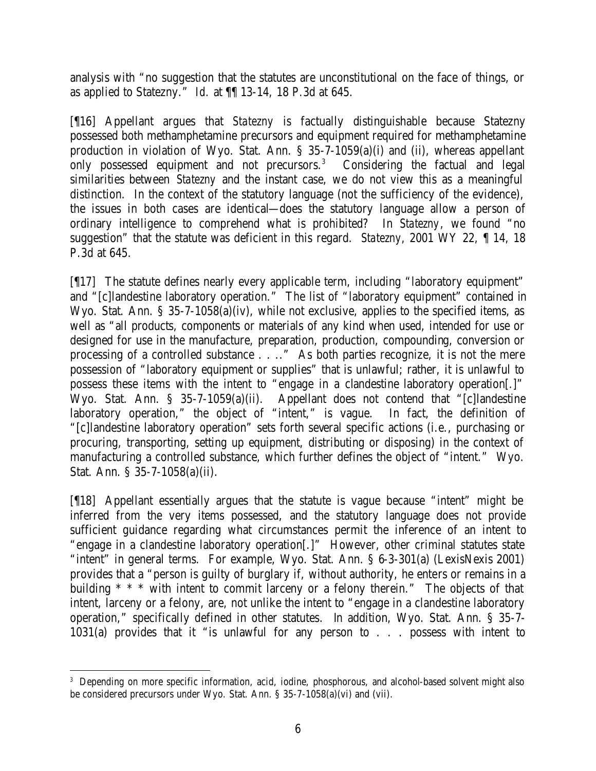analysis with "no suggestion that the statutes are unconstitutional on the face of things, or as applied to Statezny." *Id.* at ¶¶ 13-14, 18 P.3d at 645.

[¶16] Appellant argues that *Statezny* is factually distinguishable because Statezny possessed both methamphetamine precursors and equipment required for methamphetamine production in violation of Wyo. Stat. Ann. § 35-7-1059(a)(i) and (ii), whereas appellant only possessed equipment and not precursors.[3] Considering the factual and legal similarities between *Statezny* and the instant case, we do not view this as a meaningful distinction. In the context of the statutory language (not the sufficiency of the evidence), the issues in both cases are identical—does the statutory language allow a person of ordinary intelligence to comprehend what is prohibited? In *Statezny*, we found "no suggestion" that the statute was deficient in this regard. *Statezny*, 2001 WY 22, ¶ 14, 18 P.3d at 645.

[¶17] The statute defines nearly every applicable term, including "laboratory equipment" and "[c]landestine laboratory operation." The list of "laboratory equipment" contained in Wyo. Stat. Ann. § 35-7-1058(a)(iv), while not exclusive, applies to the specified items, as well as "all products, components or materials of any kind when used, intended for use or designed for use in the manufacture, preparation, production, compounding, conversion or processing of a controlled substance . . .." As both parties recognize, it is not the mere possession of "laboratory equipment or supplies" that is unlawful; rather, it is unlawful to possess these items with the intent to "engage in a clandestine laboratory operation[.]" Wyo. Stat. Ann. § 35-7-1059(a)(ii). Appellant does not contend that "[c]landestine laboratory operation," the object of "intent," is vague. In fact, the definition of "[c]landestine laboratory operation" sets forth several specific actions (i.e., purchasing or procuring, transporting, setting up equipment, distributing or disposing) in the context of manufacturing a controlled substance, which further defines the object of "intent." Wyo. Stat. Ann. § 35-7-1058(a)(ii).

[¶18] Appellant essentially argues that the statute is vague because "intent" might be inferred from the very items possessed, and the statutory language does not provide sufficient guidance regarding what circumstances permit the inference of an intent to "engage in a clandestine laboratory operation[.]" However, other criminal statutes state "intent" in general terms. For example, Wyo. Stat. Ann. § 6-3-301(a) (LexisNexis 2001) provides that a "person is guilty of burglary if, without authority, he enters or remains in a building * * * with intent to commit larceny or a felony therein." The objects of that intent, larceny or a felony, are, not unlike the intent to "engage in a clandestine laboratory operation," specifically defined in other statutes. In addition, Wyo. Stat. Ann. § 35-7-1031(a) provides that it "is unlawful for any person to . . . possess with intent to

---

[3] Depending on more specific information, acid, iodine, phosphorous, and alcohol-based solvent might also be considered precursors under Wyo. Stat. Ann. § 35-7-1058(a)(vi) and (vii).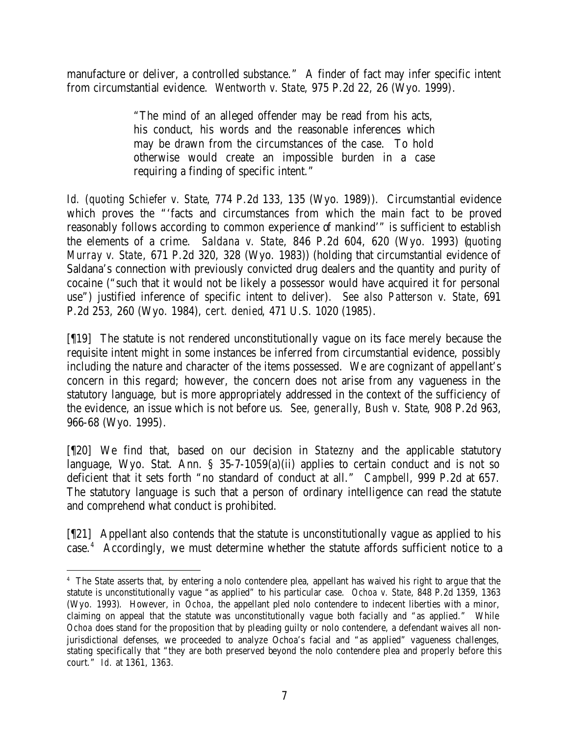manufacture or deliver, a controlled substance." A finder of fact may infer specific intent from circumstantial evidence. *Wentworth v. State*, 975 P.2d 22, 26 (Wyo. 1999).

> "The mind of an alleged offender may be read from his acts, his conduct, his words and the reasonable inferences which may be drawn from the circumstances of the case. To hold otherwise would create an impossible burden in a case requiring a finding of specific intent."

*Id.* (*quoting Schiefer v. State*, 774 P.2d 133, 135 (Wyo. 1989)). Circumstantial evidence which proves the "'facts and circumstances from which the main fact to be proved reasonably follows according to common experience of mankind'" is sufficient to establish the elements of a crime. *Saldana v. State*, 846 P.2d 604, 620 (Wyo. 1993) (*quoting Murray v. State*, 671 P.2d 320, 328 (Wyo. 1983)) (holding that circumstantial evidence of Saldana's connection with previously convicted drug dealers and the quantity and purity of cocaine ("such that it would not be likely a possessor would have acquired it for personal use") justified inference of specific intent to deliver). *See also Patterson v. State*, 691 P.2d 253, 260 (Wyo. 1984), *cert. denied*, 471 U.S. 1020 (1985).

[¶19] The statute is not rendered unconstitutionally vague on its face merely because the requisite intent might in some instances be inferred from circumstantial evidence, possibly including the nature and character of the items possessed. We are cognizant of appellant's concern in this regard; however, the concern does not arise from any vagueness in the statutory language, but is more appropriately addressed in the context of the sufficiency of the evidence, an issue which is not before us. *See, generally, Bush v. State*, 908 P.2d 963, 966-68 (Wyo. 1995).

[¶20] We find that, based on our decision in *Statezny* and the applicable statutory language, Wyo. Stat. Ann. § 35-7-1059(a)(ii) applies to certain conduct and is not so deficient that it sets forth "no standard of conduct at all." *Campbell*, 999 P.2d at 657. The statutory language is such that a person of ordinary intelligence can read the statute and comprehend what conduct is prohibited.

[¶21] Appellant also contends that the statute is unconstitutionally vague as applied to his case.[4] Accordingly, we must determine whether the statute affords sufficient notice to a

[4] The State asserts that, by entering a nolo contendere plea, appellant has waived his right to argue that the statute is unconstitutionally vague "as applied" to his particular case. *Ochoa v. State*, 848 P.2d 1359, 1363 (Wyo. 1993). However, in *Ochoa*, the appellant pled nolo contendere to indecent liberties with a minor, claiming on appeal that the statute was unconstitutionally vague both facially and "as applied." While *Ochoa* does stand for the proposition that by pleading guilty or nolo contendere, a defendant waives all non-jurisdictional defenses, we proceeded to analyze Ochoa's facial and "as applied" vagueness challenges, stating specifically that "they are both preserved beyond the nolo contendere plea and properly before this court." *Id.* at 1361, 1363.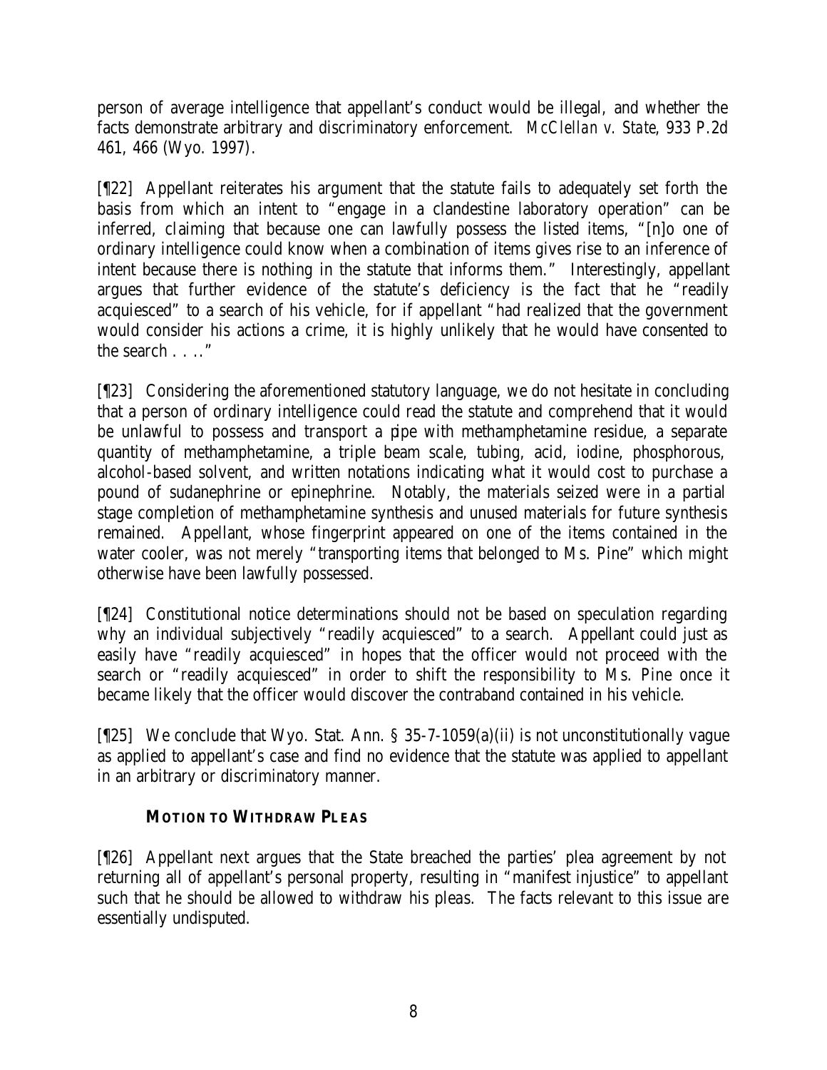person of average intelligence that appellant's conduct would be illegal, and whether the facts demonstrate arbitrary and discriminatory enforcement. *McClellan v. State*, 933 P.2d 461, 466 (Wyo. 1997).

[¶22] Appellant reiterates his argument that the statute fails to adequately set forth the basis from which an intent to "engage in a clandestine laboratory operation" can be inferred, claiming that because one can lawfully possess the listed items, "[n]o one of ordinary intelligence could know when a combination of items gives rise to an inference of intent because there is nothing in the statute that informs them." Interestingly, appellant argues that further evidence of the statute's deficiency is the fact that he "readily acquiesced" to a search of his vehicle, for if appellant "had realized that the government would consider his actions a crime, it is highly unlikely that he would have consented to the search . . .."

[¶23] Considering the aforementioned statutory language, we do not hesitate in concluding that a person of ordinary intelligence could read the statute and comprehend that it would be unlawful to possess and transport a pipe with methamphetamine residue, a separate quantity of methamphetamine, a triple beam scale, tubing, acid, iodine, phosphorous, alcohol-based solvent, and written notations indicating what it would cost to purchase a pound of sudanephrine or epinephrine. Notably, the materials seized were in a partial stage completion of methamphetamine synthesis and unused materials for future synthesis remained. Appellant, whose fingerprint appeared on one of the items contained in the water cooler, was not merely "transporting items that belonged to Ms. Pine" which might otherwise have been lawfully possessed.

[¶24] Constitutional notice determinations should not be based on speculation regarding why an individual subjectively "readily acquiesced" to a search. Appellant could just as easily have "readily acquiesced" in hopes that the officer would not proceed with the search or "readily acquiesced" in order to shift the responsibility to Ms. Pine once it became likely that the officer would discover the contraband contained in his vehicle.

[¶25] We conclude that Wyo. Stat. Ann. § 35-7-1059(a)(ii) is not unconstitutionally vague as applied to appellant's case and find no evidence that the statute was applied to appellant in an arbitrary or discriminatory manner.

## MOTION TO WITHDRAW PLEAS

[¶26] Appellant next argues that the State breached the parties' plea agreement by not returning all of appellant's personal property, resulting in "manifest injustice" to appellant such that he should be allowed to withdraw his pleas. The facts relevant to this issue are essentially undisputed.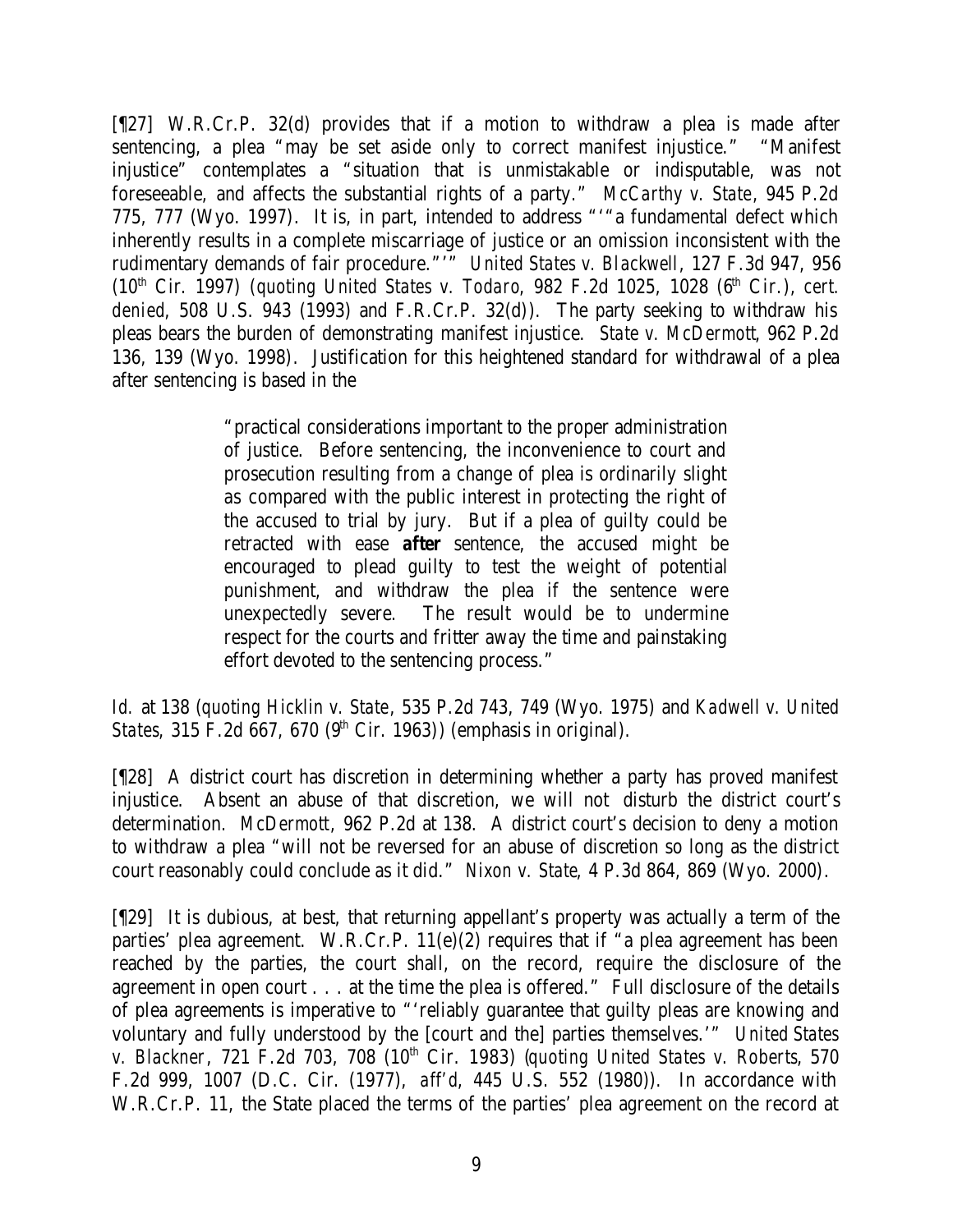[¶27] W.R.Cr.P. 32(d) provides that if a motion to withdraw a plea is made after sentencing, a plea "may be set aside only to correct manifest injustice." "Manifest injustice" contemplates a "situation that is unmistakable or indisputable, was not foreseeable, and affects the substantial rights of a party." *McCarthy v. State*, 945 P.2d 775, 777 (Wyo. 1997). It is, in part, intended to address "'"a fundamental defect which inherently results in a complete miscarriage of justice or an omission inconsistent with the rudimentary demands of fair procedure."'" *United States v. Blackwell*, 127 F.3d 947, 956 (10th Cir. 1997) (*quoting United States v. Todaro*, 982 F.2d 1025, 1028 (6th Cir.), *cert. denied*, 508 U.S. 943 (1993) and F.R.Cr.P. 32(d)). The party seeking to withdraw his pleas bears the burden of demonstrating manifest injustice. *State v. McDermott*, 962 P.2d 136, 139 (Wyo. 1998). Justification for this heightened standard for withdrawal of a plea after sentencing is based in the

> "practical considerations important to the proper administration of justice. Before sentencing, the inconvenience to court and prosecution resulting from a change of plea is ordinarily slight as compared with the public interest in protecting the right of the accused to trial by jury. But if a plea of guilty could be retracted with ease ***after*** sentence, the accused might be encouraged to plead guilty to test the weight of potential punishment, and withdraw the plea if the sentence were unexpectedly severe. The result would be to undermine respect for the courts and fritter away the time and painstaking effort devoted to the sentencing process."

*Id.* at 138 (*quoting Hicklin v. State*, 535 P.2d 743, 749 (Wyo. 1975) and *Kadwell v. United States*, 315 F.2d 667, 670 (9th Cir. 1963)) (emphasis in original).

[¶28] A district court has discretion in determining whether a party has proved manifest injustice. Absent an abuse of that discretion, we will not disturb the district court's determination. *McDermott*, 962 P.2d at 138. A district court's decision to deny a motion to withdraw a plea "will not be reversed for an abuse of discretion so long as the district court reasonably could conclude as it did." *Nixon v. State*, 4 P.3d 864, 869 (Wyo. 2000).

[¶29] It is dubious, at best, that returning appellant's property was actually a term of the parties' plea agreement. W.R.Cr.P. 11(e)(2) requires that if "a plea agreement has been reached by the parties, the court shall, on the record, require the disclosure of the agreement in open court . . . at the time the plea is offered." Full disclosure of the details of plea agreements is imperative to "'reliably guarantee that guilty pleas are knowing and voluntary and fully understood by the [court and the] parties themselves.'" *United States v. Blackner*, 721 F.2d 703, 708 (10th Cir. 1983) (*quoting United States v. Roberts*, 570 F.2d 999, 1007 (D.C. Cir. (1977), *aff'd*, 445 U.S. 552 (1980)). In accordance with W.R.Cr.P. 11, the State placed the terms of the parties' plea agreement on the record at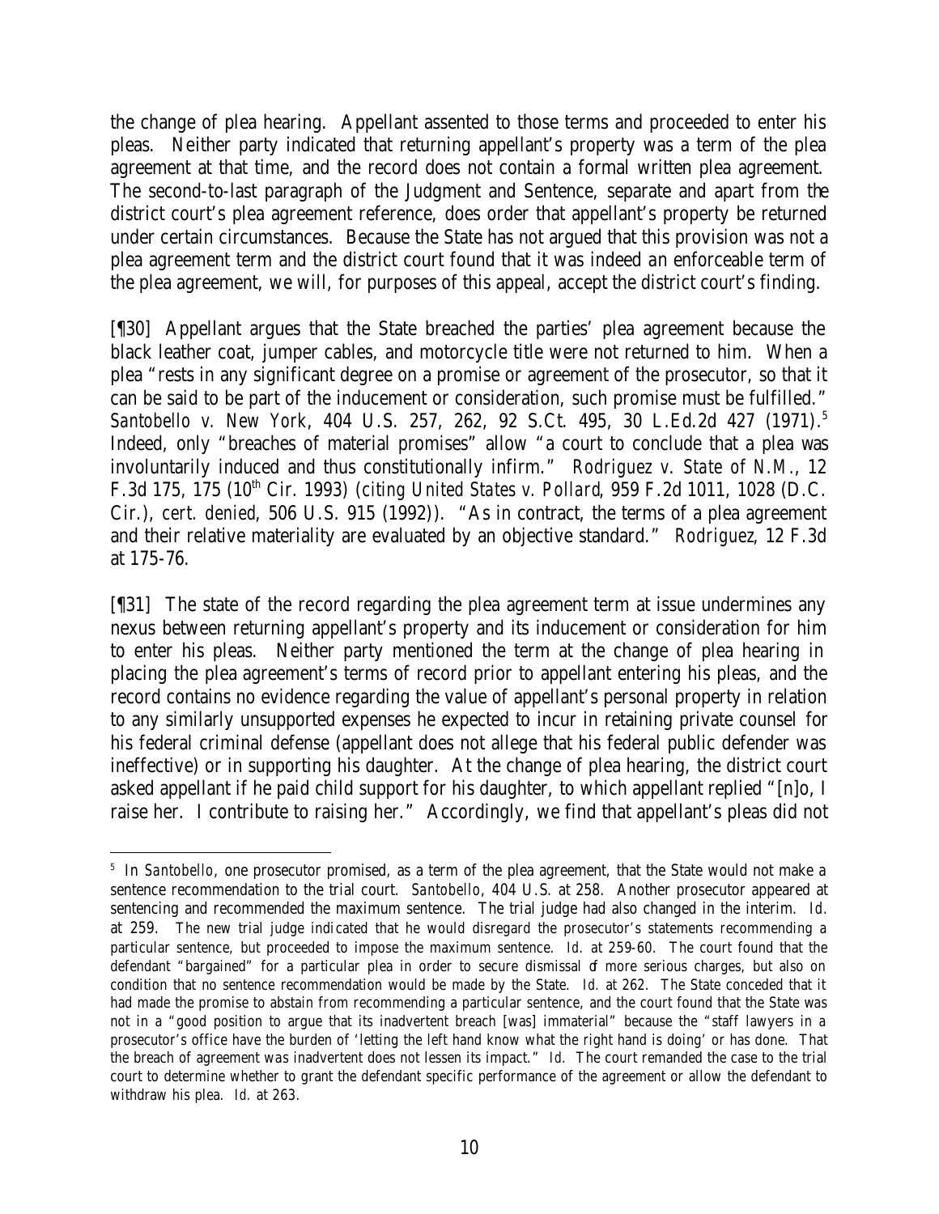the change of plea hearing. Appellant assented to those terms and proceeded to enter his pleas. Neither party indicated that returning appellant's property was a term of the plea agreement at that time, and the record does not contain a formal written plea agreement. The second-to-last paragraph of the Judgment and Sentence, separate and apart from the district court's plea agreement reference, does order that appellant's property be returned under certain circumstances. Because the State has not argued that this provision was not a plea agreement term and the district court found that it was indeed an enforceable term of the plea agreement, we will, for purposes of this appeal, accept the district court's finding.

[¶30] Appellant argues that the State breached the parties' plea agreement because the black leather coat, jumper cables, and motorcycle title were not returned to him. When a plea "rests in any significant degree on a promise or agreement of the prosecutor, so that it can be said to be part of the inducement or consideration, such promise must be fulfilled." *Santobello v. New York*, 404 U.S. 257, 262, 92 S.Ct. 495, 30 L.Ed.2d 427 (1971).[5] Indeed, only "breaches of material promises" allow "a court to conclude that a plea was involuntarily induced and thus constitutionally infirm." *Rodriguez v. State of N.M.*, 12 F.3d 175, 175 (10th Cir. 1993) (*citing United States v. Pollard*, 959 F.2d 1011, 1028 (D.C. Cir.), *cert. denied*, 506 U.S. 915 (1992)). "As in contract, the terms of a plea agreement and their relative materiality are evaluated by an objective standard." *Rodriguez*, 12 F.3d at 175-76.

[¶31] The state of the record regarding the plea agreement term at issue undermines any nexus between returning appellant's property and its inducement or consideration for him to enter his pleas. Neither party mentioned the term at the change of plea hearing in placing the plea agreement's terms of record prior to appellant entering his pleas, and the record contains no evidence regarding the value of appellant's personal property in relation to any similarly unsupported expenses he expected to incur in retaining private counsel for his federal criminal defense (appellant does not allege that his federal public defender was ineffective) or in supporting his daughter. At the change of plea hearing, the district court asked appellant if he paid child support for his daughter, to which appellant replied "[n]o, I raise her. I contribute to raising her." Accordingly, we find that appellant's pleas did not

[5] In *Santobello*, one prosecutor promised, as a term of the plea agreement, that the State would not make a sentence recommendation to the trial court. *Santobello*, 404 U.S. at 258. Another prosecutor appeared at sentencing and recommended the maximum sentence. The trial judge had also changed in the interim. *Id.* at 259. The new trial judge indicated that he would disregard the prosecutor's statements recommending a particular sentence, but proceeded to impose the maximum sentence. *Id.* at 259-60. The court found that the defendant "bargained" for a particular plea in order to secure dismissal of more serious charges, but also on condition that no sentence recommendation would be made by the State. *Id.* at 262. The State conceded that it had made the promise to abstain from recommending a particular sentence, and the court found that the State was not in a "good position to argue that its inadvertent breach [was] immaterial" because the "staff lawyers in a prosecutor's office have the burden of 'letting the left hand know what the right hand is doing' or has done. That the breach of agreement was inadvertent does not lessen its impact." *Id.* The court remanded the case to the trial court to determine whether to grant the defendant specific performance of the agreement or allow the defendant to withdraw his plea. *Id.* at 263.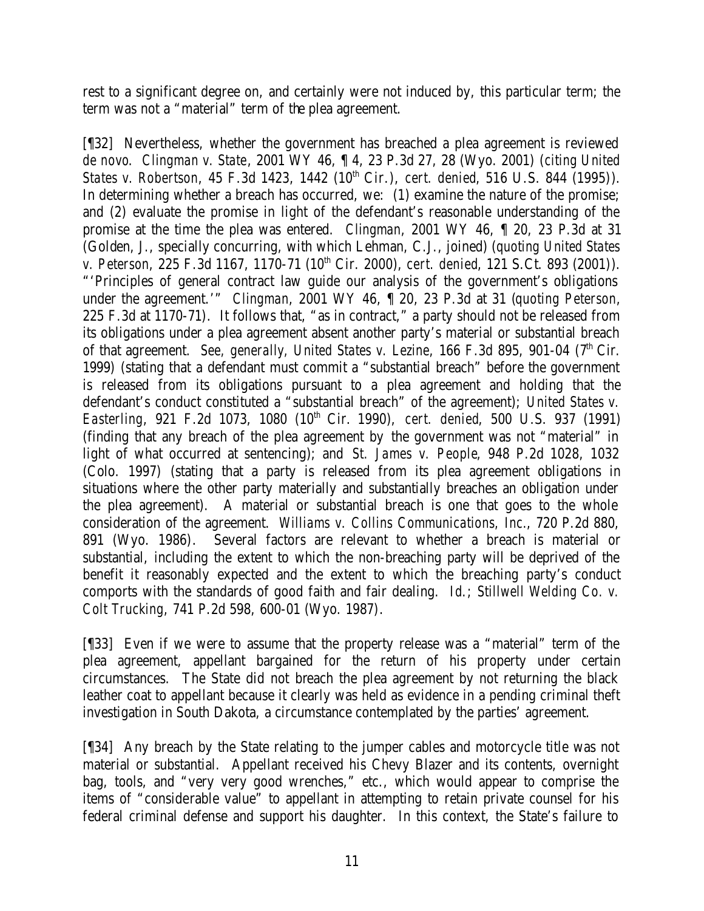rest to a significant degree on, and certainly were not induced by, this particular term; the term was not a "material" term of the plea agreement.

[¶32] Nevertheless, whether the government has breached a plea agreement is reviewed *de novo*. *Clingman v. State*, 2001 WY 46, ¶ 4, 23 P.3d 27, 28 (Wyo. 2001) (*citing United States v. Robertson*, 45 F.3d 1423, 1442 (10th Cir.), *cert. denied*, 516 U.S. 844 (1995)). In determining whether a breach has occurred, we: (1) examine the nature of the promise; and (2) evaluate the promise in light of the defendant's reasonable understanding of the promise at the time the plea was entered. *Clingman*, 2001 WY 46, ¶ 20, 23 P.3d at 31 (Golden, J., specially concurring, with which Lehman, C.J., joined) (*quoting United States v. Peterson*, 225 F.3d 1167, 1170-71 (10th Cir. 2000), *cert. denied*, 121 S.Ct. 893 (2001)). "'Principles of general contract law guide our analysis of the government's obligations under the agreement.'" *Clingman*, 2001 WY 46, ¶ 20, 23 P.3d at 31 (*quoting Peterson*, 225 F.3d at 1170-71). It follows that, "as in contract," a party should not be released from its obligations under a plea agreement absent another party's material or substantial breach of that agreement. *See, generally, United States v. Lezine*, 166 F.3d 895, 901-04 (7th Cir. 1999) (stating that a defendant must commit a "substantial breach" before the government is released from its obligations pursuant to a plea agreement and holding that the defendant's conduct constituted a "substantial breach" of the agreement); *United States v. Easterling*, 921 F.2d 1073, 1080 (10th Cir. 1990), *cert. denied*, 500 U.S. 937 (1991) (finding that any breach of the plea agreement by the government was not "material" in light of what occurred at sentencing); and *St. James v. People*, 948 P.2d 1028, 1032 (Colo. 1997) (stating that a party is released from its plea agreement obligations in situations where the other party materially and substantially breaches an obligation under the plea agreement). A material or substantial breach is one that goes to the whole consideration of the agreement. *Williams v. Collins Communications, Inc.*, 720 P.2d 880, 891 (Wyo. 1986). Several factors are relevant to whether a breach is material or substantial, including the extent to which the non-breaching party will be deprived of the benefit it reasonably expected and the extent to which the breaching party's conduct comports with the standards of good faith and fair dealing. *Id.*; *Stillwell Welding Co. v. Colt Trucking*, 741 P.2d 598, 600-01 (Wyo. 1987).

[¶33] Even if we were to assume that the property release was a "material" term of the plea agreement, appellant bargained for the return of his property under certain circumstances. The State did not breach the plea agreement by not returning the black leather coat to appellant because it clearly was held as evidence in a pending criminal theft investigation in South Dakota, a circumstance contemplated by the parties' agreement.

[¶34] Any breach by the State relating to the jumper cables and motorcycle title was not material or substantial. Appellant received his Chevy Blazer and its contents, overnight bag, tools, and "very very good wrenches," etc., which would appear to comprise the items of "considerable value" to appellant in attempting to retain private counsel for his federal criminal defense and support his daughter. In this context, the State's failure to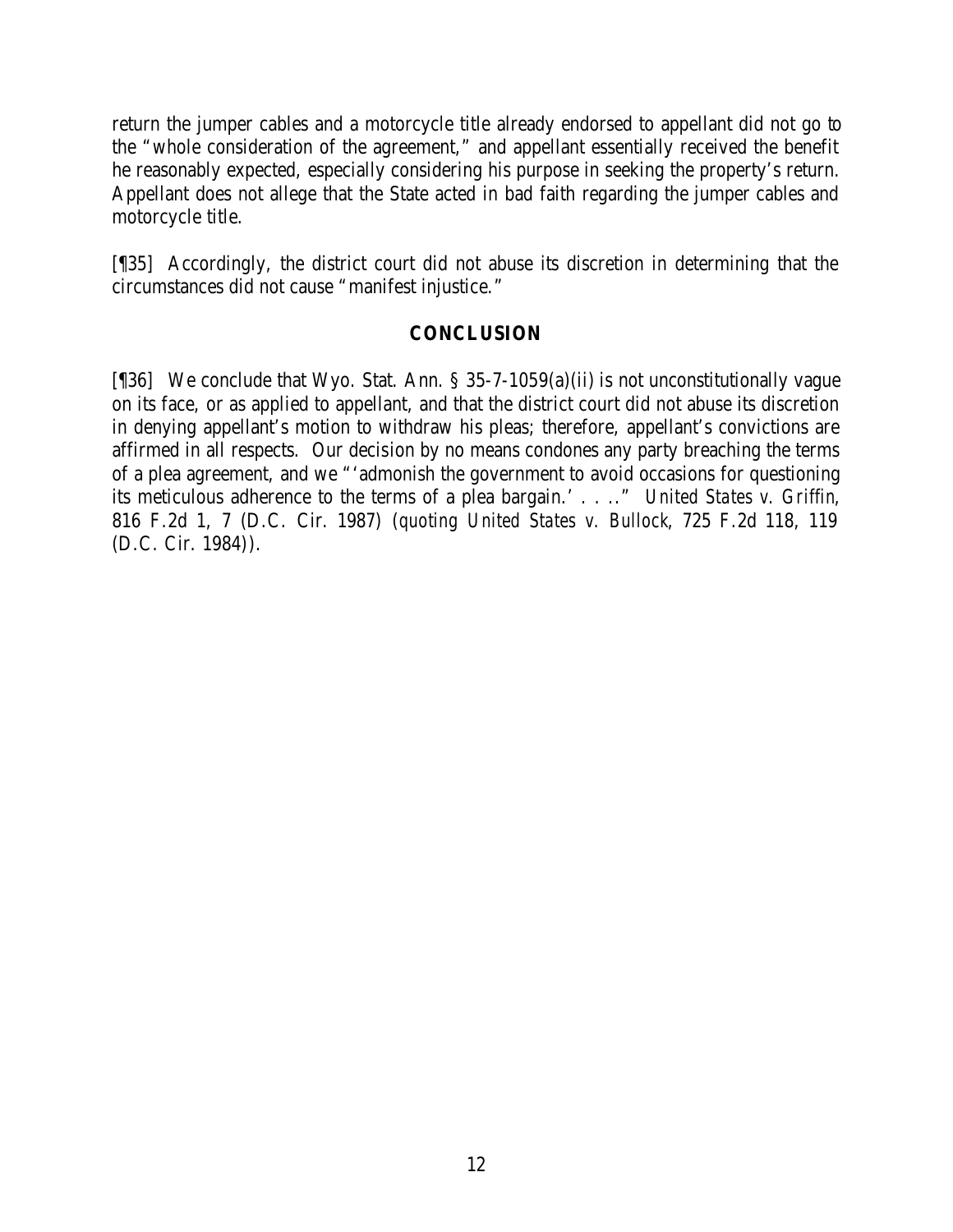return the jumper cables and a motorcycle title already endorsed to appellant did not go to the "whole consideration of the agreement," and appellant essentially received the benefit he reasonably expected, especially considering his purpose in seeking the property's return. Appellant does not allege that the State acted in bad faith regarding the jumper cables and motorcycle title.

[¶35] Accordingly, the district court did not abuse its discretion in determining that the circumstances did not cause "manifest injustice."

## CONCLUSION

[¶36] We conclude that Wyo. Stat. Ann. § 35-7-1059(a)(ii) is not unconstitutionally vague on its face, or as applied to appellant, and that the district court did not abuse its discretion in denying appellant's motion to withdraw his pleas; therefore, appellant's convictions are affirmed in all respects. Our decision by no means condones any party breaching the terms of a plea agreement, and we "'admonish the government to avoid occasions for questioning its meticulous adherence to the terms of a plea bargain.' . . .." *United States v. Griffin*, 816 F.2d 1, 7 (D.C. Cir. 1987) (*quoting United States v. Bullock*, 725 F.2d 118, 119 (D.C. Cir. 1984)).